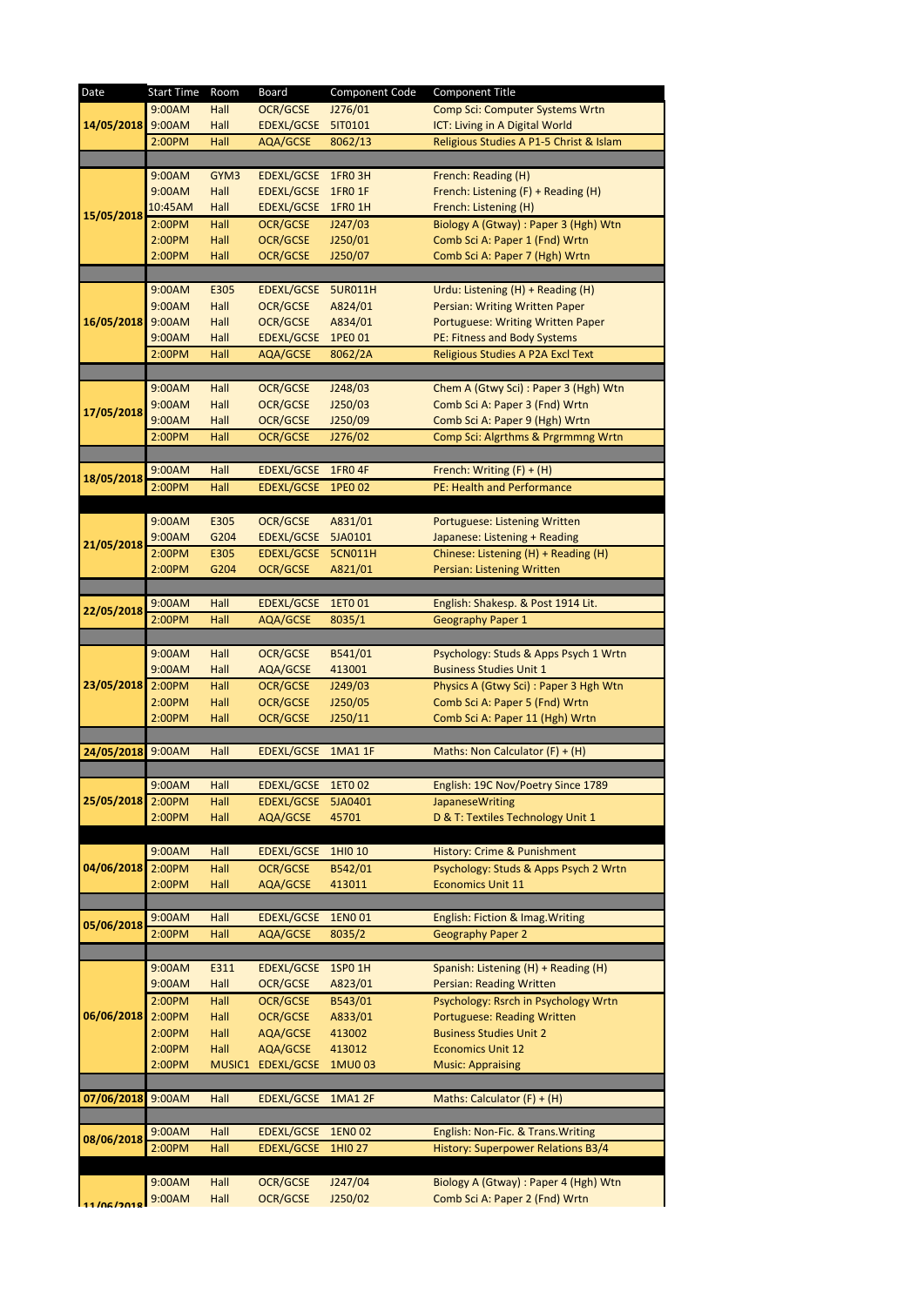| Date | Start Time | Room | Board | Component Code | Component Title |
|---|---|---|---|---|---|
| 14/05/2018 | 9:00AM | Hall | OCR/GCSE | J276/01 | Comp Sci: Computer Systems Wrtn |
| | 9:00AM | Hall | EDEXL/GCSE | 5IT0101 | ICT: Living in A Digital World |
| | 2:00PM | Hall | AQA/GCSE | 8062/13 | Religious Studies A P1-5 Christ & Islam |
| 15/05/2018 | 9:00AM | GYM3 | EDEXL/GCSE | 1FR0 3H | French: Reading (H) |
| | 9:00AM | Hall | EDEXL/GCSE | 1FR0 1F | French: Listening (F) + Reading (H) |
| | 10:45AM | Hall | EDEXL/GCSE | 1FR0 1H | French: Listening (H) |
| | 2:00PM | Hall | OCR/GCSE | J247/03 | Biology A (Gtway) : Paper 3 (Hgh) Wtn |
| | 2:00PM | Hall | OCR/GCSE | J250/01 | Comb Sci A: Paper 1 (Fnd) Wrtn |
| | 2:00PM | Hall | OCR/GCSE | J250/07 | Comb Sci A: Paper 7 (Hgh) Wrtn |
| 16/05/2018 | 9:00AM | E305 | EDEXL/GCSE | 5UR011H | Urdu: Listening (H) + Reading (H) |
| | 9:00AM | Hall | OCR/GCSE | A824/01 | Persian: Writing Written Paper |
| | 9:00AM | Hall | OCR/GCSE | A834/01 | Portuguese: Writing Written Paper |
| | 9:00AM | Hall | EDEXL/GCSE | 1PE0 01 | PE: Fitness and Body Systems |
| | 2:00PM | Hall | AQA/GCSE | 8062/2A | Religious Studies A P2A Excl Text |
| 17/05/2018 | 9:00AM | Hall | OCR/GCSE | J248/03 | Chem A (Gtwy Sci) : Paper 3 (Hgh) Wtn |
| | 9:00AM | Hall | OCR/GCSE | J250/03 | Comb Sci A: Paper 3 (Fnd) Wrtn |
| | 9:00AM | Hall | OCR/GCSE | J250/09 | Comb Sci A: Paper 9 (Hgh) Wrtn |
| | 2:00PM | Hall | OCR/GCSE | J276/02 | Comp Sci: Algrthms & Prgrmmng Wrtn |
| 18/05/2018 | 9:00AM | Hall | EDEXL/GCSE | 1FR0 4F | French: Writing (F) + (H) |
| | 2:00PM | Hall | EDEXL/GCSE | 1PE0 02 | PE: Health and Performance |
| 21/05/2018 | 9:00AM | E305 | OCR/GCSE | A831/01 | Portuguese: Listening Written |
| | 9:00AM | G204 | EDEXL/GCSE | 5JA0101 | Japanese: Listening + Reading |
| | 2:00PM | E305 | EDEXL/GCSE | 5CN011H | Chinese: Listening (H) + Reading (H) |
| | 2:00PM | G204 | OCR/GCSE | A821/01 | Persian: Listening Written |
| 22/05/2018 | 9:00AM | Hall | EDEXL/GCSE | 1ET0 01 | English: Shakesp. & Post 1914 Lit. |
| | 2:00PM | Hall | AQA/GCSE | 8035/1 | Geography Paper 1 |
| 23/05/2018 | 9:00AM | Hall | OCR/GCSE | B541/01 | Psychology: Studs & Apps Psych 1 Wrtn |
| | 9:00AM | Hall | AQA/GCSE | 413001 | Business Studies Unit 1 |
| | 2:00PM | Hall | OCR/GCSE | J249/03 | Physics A (Gtwy Sci) : Paper 3 Hgh Wtn |
| | 2:00PM | Hall | OCR/GCSE | J250/05 | Comb Sci A: Paper 5 (Fnd) Wrtn |
| | 2:00PM | Hall | OCR/GCSE | J250/11 | Comb Sci A: Paper 11 (Hgh) Wrtn |
| 24/05/2018 | 9:00AM | Hall | EDEXL/GCSE | 1MA1 1F | Maths: Non Calculator (F) + (H) |
| 25/05/2018 | 9:00AM | Hall | EDEXL/GCSE | 1ET0 02 | English: 19C Nov/Poetry Since 1789 |
| | 2:00PM | Hall | EDEXL/GCSE | 5JA0401 | JapaneseWriting |
| | 2:00PM | Hall | AQA/GCSE | 45701 | D & T: Textiles Technology Unit 1 |
| 04/06/2018 | 9:00AM | Hall | EDEXL/GCSE | 1HI0 10 | History: Crime & Punishment |
| | 2:00PM | Hall | OCR/GCSE | B542/01 | Psychology: Studs & Apps Psych 2 Wrtn |
| | 2:00PM | Hall | AQA/GCSE | 413011 | Economics Unit 11 |
| 05/06/2018 | 9:00AM | Hall | EDEXL/GCSE | 1EN0 01 | English: Fiction & Imag.Writing |
| | 2:00PM | Hall | AQA/GCSE | 8035/2 | Geography Paper 2 |
| 06/06/2018 | 9:00AM | E311 | EDEXL/GCSE | 1SP0 1H | Spanish: Listening (H) + Reading (H) |
| | 9:00AM | Hall | OCR/GCSE | A823/01 | Persian: Reading Written |
| | 2:00PM | Hall | OCR/GCSE | B543/01 | Psychology: Rsrch in Psychology Wrtn |
| | 2:00PM | Hall | OCR/GCSE | A833/01 | Portuguese: Reading Written |
| | 2:00PM | Hall | AQA/GCSE | 413002 | Business Studies Unit 2 |
| | 2:00PM | Hall | AQA/GCSE | 413012 | Economics Unit 12 |
| | 2:00PM | MUSIC1 | EDEXL/GCSE | 1MU0 03 | Music: Appraising |
| 07/06/2018 | 9:00AM | Hall | EDEXL/GCSE | 1MA1 2F | Maths: Calculator (F) + (H) |
| 08/06/2018 | 9:00AM | Hall | EDEXL/GCSE | 1EN0 02 | English: Non-Fic. & Trans.Writing |
| | 2:00PM | Hall | EDEXL/GCSE | 1HI0 27 | History: Superpower Relations B3/4 |
| 11/06/2018 | 9:00AM | Hall | OCR/GCSE | J247/04 | Biology A (Gtway) : Paper 4 (Hgh) Wtn |
| | 9:00AM | Hall | OCR/GCSE | J250/02 | Comb Sci A: Paper 2 (Fnd) Wrtn |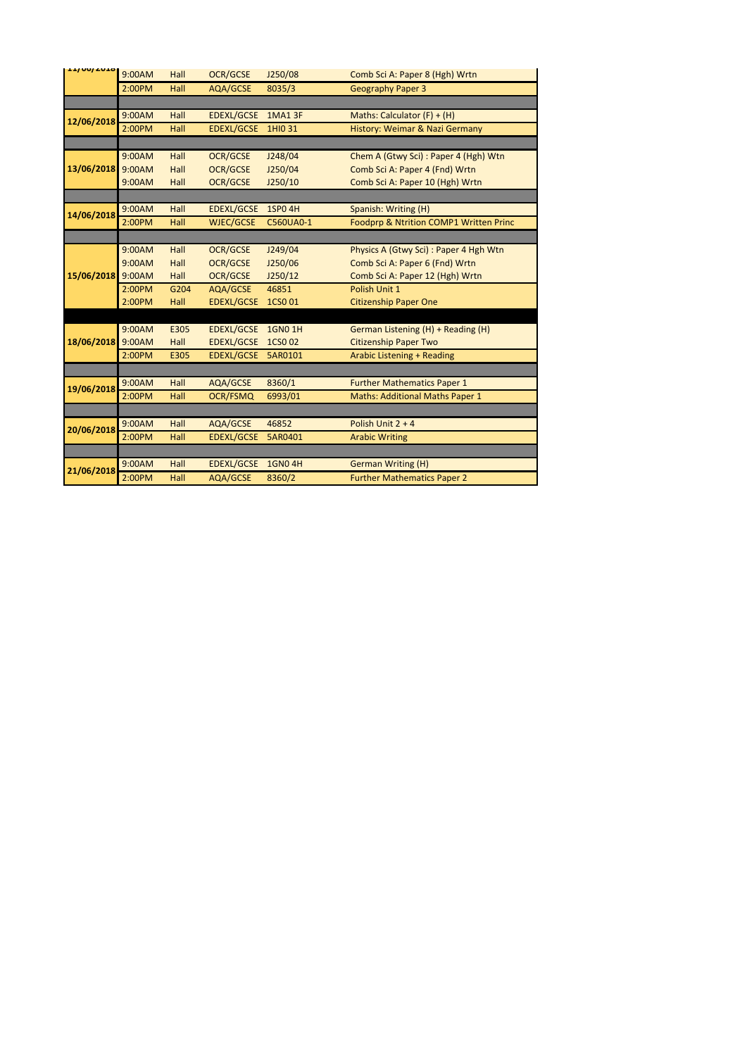| | | | | | |
|---|---|---|---|---|---|
| 11/06/2018 | 9:00AM | Hall | OCR/GCSE | J250/08 | Comb Sci A: Paper 8 (Hgh) Wrtn |
| | 2:00PM | Hall | AQA/GCSE | 8035/3 | Geography Paper 3 |
| | | | | | |
| 12/06/2018 | 9:00AM | Hall | EDEXL/GCSE | 1MA1 3F | Maths: Calculator (F) + (H) |
| | 2:00PM | Hall | EDEXL/GCSE | 1HI0 31 | History: Weimar & Nazi Germany |
| | | | | | |
| 13/06/2018 | 9:00AM | Hall | OCR/GCSE | J248/04 | Chem A (Gtwy Sci) : Paper 4 (Hgh) Wtn |
| | 9:00AM | Hall | OCR/GCSE | J250/04 | Comb Sci A: Paper 4 (Fnd) Wrtn |
| | 9:00AM | Hall | OCR/GCSE | J250/10 | Comb Sci A: Paper 10 (Hgh) Wrtn |
| | | | | | |
| 14/06/2018 | 9:00AM | Hall | EDEXL/GCSE | 1SP0 4H | Spanish: Writing (H) |
| | 2:00PM | Hall | WJEC/GCSE | C560UA0-1 | Foodprp & Ntrition COMP1 Written Princ |
| | | | | | |
| 15/06/2018 | 9:00AM | Hall | OCR/GCSE | J249/04 | Physics A (Gtwy Sci) : Paper 4 Hgh Wtn |
| | 9:00AM | Hall | OCR/GCSE | J250/06 | Comb Sci A: Paper 6 (Fnd) Wrtn |
| | 9:00AM | Hall | OCR/GCSE | J250/12 | Comb Sci A: Paper 12 (Hgh) Wrtn |
| | 2:00PM | G204 | AQA/GCSE | 46851 | Polish Unit 1 |
| | 2:00PM | Hall | EDEXL/GCSE | 1CS0 01 | Citizenship Paper One |
| | | | | | |
| 18/06/2018 | 9:00AM | E305 | EDEXL/GCSE | 1GN0 1H | German Listening (H) + Reading (H) |
| | 9:00AM | Hall | EDEXL/GCSE | 1CS0 02 | Citizenship Paper Two |
| | 2:00PM | E305 | EDEXL/GCSE | 5AR0101 | Arabic Listening + Reading |
| | | | | | |
| 19/06/2018 | 9:00AM | Hall | AQA/GCSE | 8360/1 | Further Mathematics Paper 1 |
| | 2:00PM | Hall | OCR/FSMQ | 6993/01 | Maths: Additional Maths Paper 1 |
| | | | | | |
| 20/06/2018 | 9:00AM | Hall | AQA/GCSE | 46852 | Polish Unit 2 + 4 |
| | 2:00PM | Hall | EDEXL/GCSE | 5AR0401 | Arabic Writing |
| | | | | | |
| 21/06/2018 | 9:00AM | Hall | EDEXL/GCSE | 1GN0 4H | German Writing (H) |
| | 2:00PM | Hall | AQA/GCSE | 8360/2 | Further Mathematics Paper 2 |